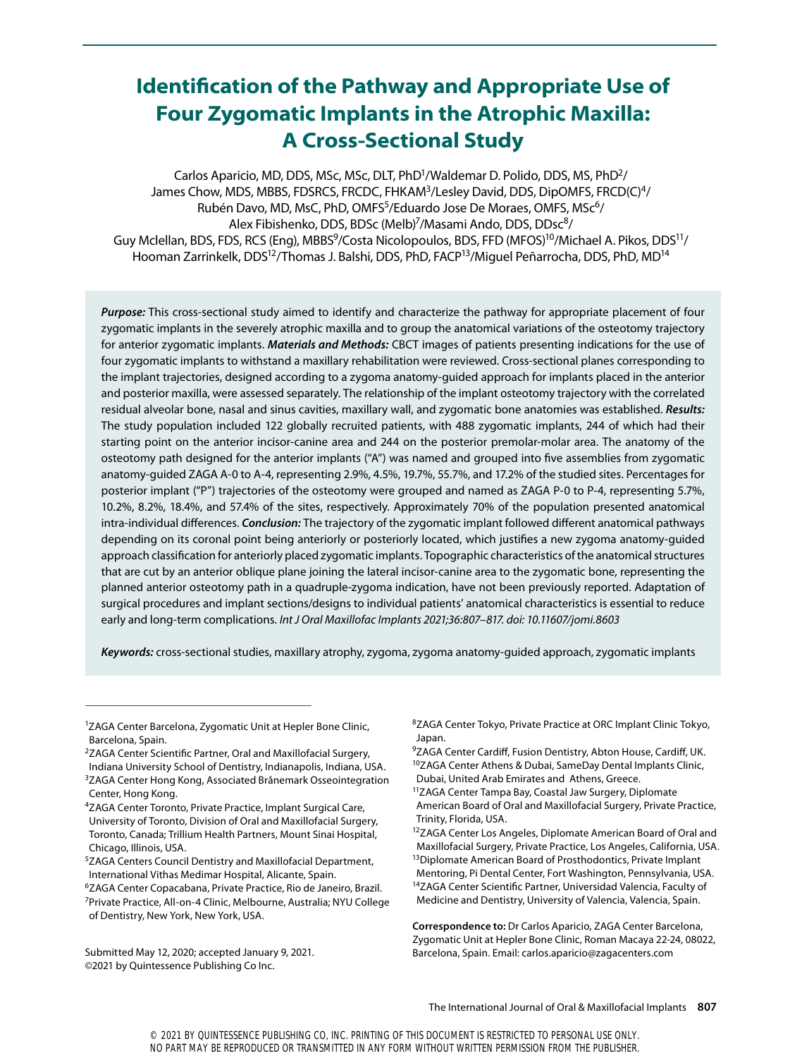# Identification of the Pathway and Appropriate Use of Four Zygomatic Implants in the Atrophic Maxilla: A Cross-Sectional Study

Carlos Aparicio, MD, DDS, MSc, MSc, DLT, PhD[1]/Waldemar D. Polido, DDS, MS, PhD[2]/ James Chow, MDS, MBBS, FDSRCS, FRCDC, FHKAM[3]/Lesley David, DDS, DipOMFS, FRCD(C)[4]/ Rubén Davo, MD, MsC, PhD, OMFS[5]/Eduardo Jose De Moraes, OMFS, MSc[6]/ Alex Fibishenko, DDS, BDSc (Melb)[7]/Masami Ando, DDS, DDsc[8]/ Guy Mclellan, BDS, FDS, RCS (Eng), MBBS[9]/Costa Nicolopoulos, BDS, FFD (MFOS)[10]/Michael A. Pikos, DDS[11]/ Hooman Zarrinkelk, DDS[12]/Thomas J. Balshi, DDS, PhD, FACP[13]/Miguel Peñarrocha, DDS, PhD, MD[14]

***Purpose:*** This cross-sectional study aimed to identify and characterize the pathway for appropriate placement of four zygomatic implants in the severely atrophic maxilla and to group the anatomical variations of the osteotomy trajectory for anterior zygomatic implants. ***Materials and Methods:*** CBCT images of patients presenting indications for the use of four zygomatic implants to withstand a maxillary rehabilitation were reviewed. Cross-sectional planes corresponding to the implant trajectories, designed according to a zygoma anatomy-guided approach for implants placed in the anterior and posterior maxilla, were assessed separately. The relationship of the implant osteotomy trajectory with the correlated residual alveolar bone, nasal and sinus cavities, maxillary wall, and zygomatic bone anatomies was established. ***Results:*** The study population included 122 globally recruited patients, with 488 zygomatic implants, 244 of which had their starting point on the anterior incisor-canine area and 244 on the posterior premolar-molar area. The anatomy of the osteotomy path designed for the anterior implants ("A") was named and grouped into five assemblies from zygomatic anatomy-guided ZAGA A-0 to A-4, representing 2.9%, 4.5%, 19.7%, 55.7%, and 17.2% of the studied sites. Percentages for posterior implant ("P") trajectories of the osteotomy were grouped and named as ZAGA P-0 to P-4, representing 5.7%, 10.2%, 8.2%, 18.4%, and 57.4% of the sites, respectively. Approximately 70% of the population presented anatomical intra-individual differences. ***Conclusion:*** The trajectory of the zygomatic implant followed different anatomical pathways depending on its coronal point being anteriorly or posteriorly located, which justifies a new zygoma anatomy-guided approach classification for anteriorly placed zygomatic implants. Topographic characteristics of the anatomical structures that are cut by an anterior oblique plane joining the lateral incisor-canine area to the zygomatic bone, representing the planned anterior osteotomy path in a quadruple-zygoma indication, have not been previously reported. Adaptation of surgical procedures and implant sections/designs to individual patients' anatomical characteristics is essential to reduce early and long-term complications. *Int J Oral Maxillofac Implants 2021;36:807–817. doi: 10.11607/jomi.8603*

***Keywords:*** cross-sectional studies, maxillary atrophy, zygoma, zygoma anatomy-guided approach, zygomatic implants

---

[1]ZAGA Center Barcelona, Zygomatic Unit at Hepler Bone Clinic, Barcelona, Spain.
[2]ZAGA Center Scientific Partner, Oral and Maxillofacial Surgery, Indiana University School of Dentistry, Indianapolis, Indiana, USA.
[3]ZAGA Center Hong Kong, Associated Brånemark Osseointegration Center, Hong Kong.
[4]ZAGA Center Toronto, Private Practice, Implant Surgical Care, University of Toronto, Division of Oral and Maxillofacial Surgery, Toronto, Canada; Trillium Health Partners, Mount Sinai Hospital, Chicago, Illinois, USA.
[5]ZAGA Centers Council Dentistry and Maxillofacial Department, International Vithas Medimar Hospital, Alicante, Spain.
[6]ZAGA Center Copacabana, Private Practice, Rio de Janeiro, Brazil.
[7]Private Practice, All-on-4 Clinic, Melbourne, Australia; NYU College of Dentistry, New York, New York, USA.
[8]ZAGA Center Tokyo, Private Practice at ORC Implant Clinic Tokyo, Japan.
[9]ZAGA Center Cardiff, Fusion Dentistry, Abton House, Cardiff, UK.
[10]ZAGA Center Athens & Dubai, SameDay Dental Implants Clinic, Dubai, United Arab Emirates and Athens, Greece.
[11]ZAGA Center Tampa Bay, Coastal Jaw Surgery, Diplomate American Board of Oral and Maxillofacial Surgery, Private Practice, Trinity, Florida, USA.
[12]ZAGA Center Los Angeles, Diplomate American Board of Oral and Maxillofacial Surgery, Private Practice, Los Angeles, California, USA.
[13]Diplomate American Board of Prosthodontics, Private Implant Mentoring, Pi Dental Center, Fort Washington, Pennsylvania, USA.
[14]ZAGA Center Scientific Partner, Universidad Valencia, Faculty of Medicine and Dentistry, University of Valencia, Valencia, Spain.

**Correspondence to:** Dr Carlos Aparicio, ZAGA Center Barcelona, Zygomatic Unit at Hepler Bone Clinic, Roman Macaya 22-24, 08022, Barcelona, Spain. Email: carlos.aparicio@zagacenters.com

Submitted May 12, 2020; accepted January 9, 2021.
©2021 by Quintessence Publishing Co Inc.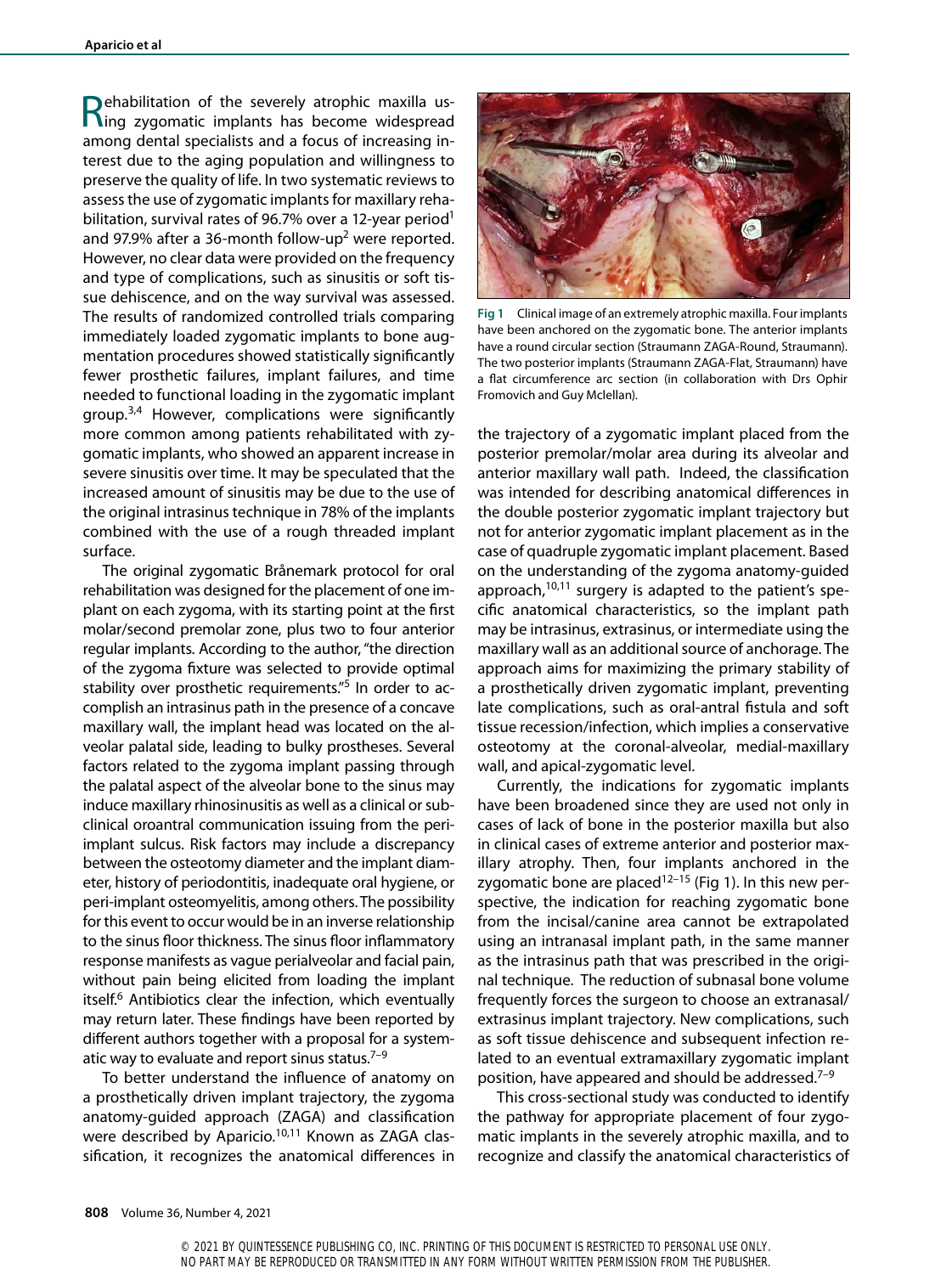Rehabilitation of the severely atrophic maxilla using zygomatic implants has become widespread among dental specialists and a focus of increasing interest due to the aging population and willingness to preserve the quality of life. In two systematic reviews to assess the use of zygomatic implants for maxillary rehabilitation, survival rates of 96.7% over a 12-year period[1] and 97.9% after a 36-month follow-up[2] were reported. However, no clear data were provided on the frequency and type of complications, such as sinusitis or soft tissue dehiscence, and on the way survival was assessed. The results of randomized controlled trials comparing immediately loaded zygomatic implants to bone augmentation procedures showed statistically significantly fewer prosthetic failures, implant failures, and time needed to functional loading in the zygomatic implant group.[3,4] However, complications were significantly more common among patients rehabilitated with zygomatic implants, who showed an apparent increase in severe sinusitis over time. It may be speculated that the increased amount of sinusitis may be due to the use of the original intrasinus technique in 78% of the implants combined with the use of a rough threaded implant surface.

The original zygomatic Brånemark protocol for oral rehabilitation was designed for the placement of one implant on each zygoma, with its starting point at the first molar/second premolar zone, plus two to four anterior regular implants. According to the author, "the direction of the zygoma fixture was selected to provide optimal stability over prosthetic requirements."[5] In order to accomplish an intrasinus path in the presence of a concave maxillary wall, the implant head was located on the alveolar palatal side, leading to bulky prostheses. Several factors related to the zygoma implant passing through the palatal aspect of the alveolar bone to the sinus may induce maxillary rhinosinusitis as well as a clinical or subclinical oroantral communication issuing from the peri-implant sulcus. Risk factors may include a discrepancy between the osteotomy diameter and the implant diameter, history of periodontitis, inadequate oral hygiene, or peri-implant osteomyelitis, among others. The possibility for this event to occur would be in an inverse relationship to the sinus floor thickness. The sinus floor inflammatory response manifests as vague perialveolar and facial pain, without pain being elicited from loading the implant itself.[6] Antibiotics clear the infection, which eventually may return later. These findings have been reported by different authors together with a proposal for a systematic way to evaluate and report sinus status.[7–9]

To better understand the influence of anatomy on a prosthetically driven implant trajectory, the zygoma anatomy-guided approach (ZAGA) and classification were described by Aparicio.[10,11] Known as ZAGA classification, it recognizes the anatomical differences in the trajectory of a zygomatic implant placed from the posterior premolar/molar area during its alveolar and anterior maxillary wall path. Indeed, the classification was intended for describing anatomical differences in the double posterior zygomatic implant trajectory but not for anterior zygomatic implant placement as in the case of quadruple zygomatic implant placement. Based on the understanding of the zygoma anatomy-guided approach,[10,11] surgery is adapted to the patient's specific anatomical characteristics, so the implant path may be intrasinus, extrasinus, or intermediate using the maxillary wall as an additional source of anchorage. The approach aims for maximizing the primary stability of a prosthetically driven zygomatic implant, preventing late complications, such as oral-antral fistula and soft tissue recession/infection, which implies a conservative osteotomy at the coronal-alveolar, medial-maxillary wall, and apical-zygomatic level.

Fig 1 Clinical image of an extremely atrophic maxilla. Four implants have been anchored on the zygomatic bone. The anterior implants have a round circular section (Straumann ZAGA-Round, Straumann). The two posterior implants (Straumann ZAGA-Flat, Straumann) have a flat circumference arc section (in collaboration with Drs Ophir Fromovich and Guy Mclellan).

Currently, the indications for zygomatic implants have been broadened since they are used not only in cases of lack of bone in the posterior maxilla but also in clinical cases of extreme anterior and posterior maxillary atrophy. Then, four implants anchored in the zygomatic bone are placed[12–15] (Fig 1). In this new perspective, the indication for reaching zygomatic bone from the incisal/canine area cannot be extrapolated using an intranasal implant path, in the same manner as the intrasinus path that was prescribed in the original technique. The reduction of subnasal bone volume frequently forces the surgeon to choose an extranasal/extrasinus implant trajectory. New complications, such as soft tissue dehiscence and subsequent infection related to an eventual extramaxillary zygomatic implant position, have appeared and should be addressed.[7–9]

This cross-sectional study was conducted to identify the pathway for appropriate placement of four zygomatic implants in the severely atrophic maxilla, and to recognize and classify the anatomical characteristics of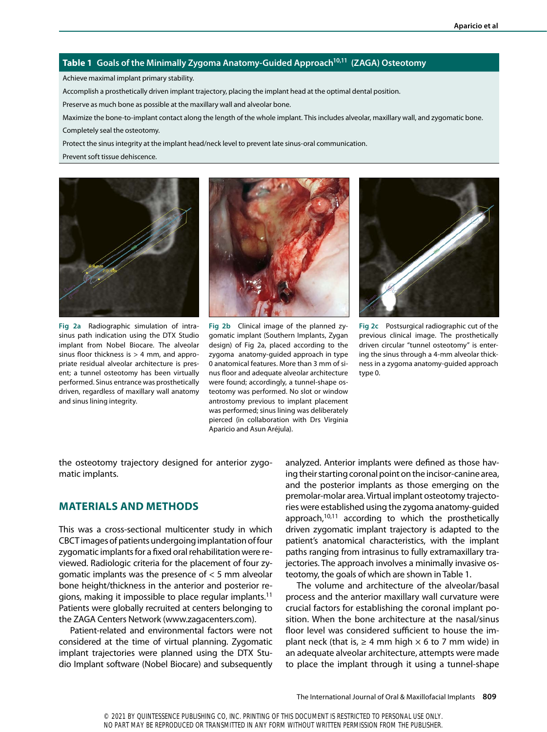**Table 1 Goals of the Minimally Zygoma Anatomy-Guided Approach[10,11] (ZAGA) Osteotomy**

| Goals |
|---|
| Achieve maximal implant primary stability. |
| Accomplish a prosthetically driven implant trajectory, placing the implant head at the optimal dental position. |
| Preserve as much bone as possible at the maxillary wall and alveolar bone. |
| Maximize the bone-to-implant contact along the length of the whole implant. This includes alveolar, maxillary wall, and zygomatic bone. |
| Completely seal the osteotomy. |
| Protect the sinus integrity at the implant head/neck level to prevent late sinus-oral communication. |
| Prevent soft tissue dehiscence. |

**Fig 2a** Radiographic simulation of intrasinus path indication using the DTX Studio implant from Nobel Biocare. The alveolar sinus floor thickness is > 4 mm, and appropriate residual alveolar architecture is present; a tunnel osteotomy has been virtually performed. Sinus entrance was prosthetically driven, regardless of maxillary wall anatomy and sinus lining integrity.

**Fig 2b** Clinical image of the planned zygomatic implant (Southern Implants, Zygan design) of Fig 2a, placed according to the zygoma anatomy-guided approach in type 0 anatomical features. More than 3 mm of sinus floor and adequate alveolar architecture were found; accordingly, a tunnel-shape osteotomy was performed. No slot or window antrostomy previous to implant placement was performed; sinus lining was deliberately pierced (in collaboration with Drs Virginia Aparicio and Asun Aréjula).

**Fig 2c** Postsurgical radiographic cut of the previous clinical image. The prosthetically driven circular "tunnel osteotomy" is entering the sinus through a 4-mm alveolar thickness in a zygoma anatomy-guided approach type 0.

the osteotomy trajectory designed for anterior zygomatic implants.

## MATERIALS AND METHODS

This was a cross-sectional multicenter study in which CBCT images of patients undergoing implantation of four zygomatic implants for a fixed oral rehabilitation were reviewed. Radiologic criteria for the placement of four zygomatic implants was the presence of < 5 mm alveolar bone height/thickness in the anterior and posterior regions, making it impossible to place regular implants.[11] Patients were globally recruited at centers belonging to the ZAGA Centers Network (www.zagacenters.com).

Patient-related and environmental factors were not considered at the time of virtual planning. Zygomatic implant trajectories were planned using the DTX Studio Implant software (Nobel Biocare) and subsequently analyzed. Anterior implants were defined as those having their starting coronal point on the incisor-canine area, and the posterior implants as those emerging on the premolar-molar area. Virtual implant osteotomy trajectories were established using the zygoma anatomy-guided approach,[10,11] according to which the prosthetically driven zygomatic implant trajectory is adapted to the patient's anatomical characteristics, with the implant paths ranging from intrasinus to fully extramaxillary trajectories. The approach involves a minimally invasive osteotomy, the goals of which are shown in Table 1.

The volume and architecture of the alveolar/basal process and the anterior maxillary wall curvature were crucial factors for establishing the coronal implant position. When the bone architecture at the nasal/sinus floor level was considered sufficient to house the implant neck (that is, ≥ 4 mm high × 6 to 7 mm wide) in an adequate alveolar architecture, attempts were made to place the implant through it using a tunnel-shape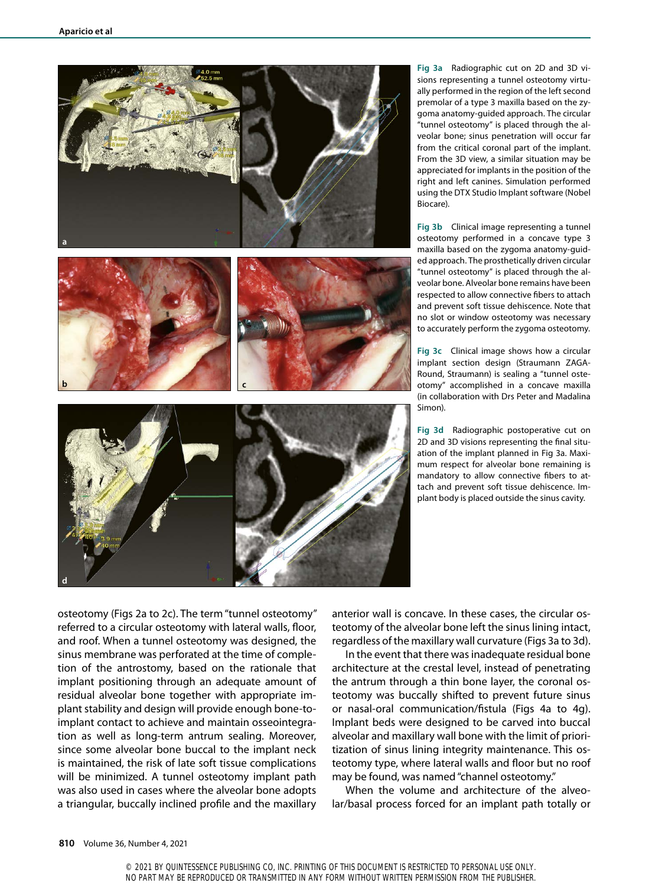**Fig 3a** Radiographic cut on 2D and 3D visions representing a tunnel osteotomy virtually performed in the region of the left second premolar of a type 3 maxilla based on the zygoma anatomy-guided approach. The circular "tunnel osteotomy" is placed through the alveolar bone; sinus penetration will occur far from the critical coronal part of the implant. From the 3D view, a similar situation may be appreciated for implants in the position of the right and left canines. Simulation performed using the DTX Studio Implant software (Nobel Biocare).

**Fig 3b** Clinical image representing a tunnel osteotomy performed in a concave type 3 maxilla based on the zygoma anatomy-guided approach. The prosthetically driven circular "tunnel osteotomy" is placed through the alveolar bone. Alveolar bone remains have been respected to allow connective fibers to attach and prevent soft tissue dehiscence. Note that no slot or window osteotomy was necessary to accurately perform the zygoma osteotomy.

**Fig 3c** Clinical image shows how a circular implant section design (Straumann ZAGA-Round, Straumann) is sealing a "tunnel osteotomy" accomplished in a concave maxilla (in collaboration with Drs Peter and Madalina Simon).

**Fig 3d** Radiographic postoperative cut on 2D and 3D visions representing the final situation of the implant planned in Fig 3a. Maximum respect for alveolar bone remaining is mandatory to allow connective fibers to attach and prevent soft tissue dehiscence. Implant body is placed outside the sinus cavity.

osteotomy (Figs 2a to 2c). The term "tunnel osteotomy" referred to a circular osteotomy with lateral walls, floor, and roof. When a tunnel osteotomy was designed, the sinus membrane was perforated at the time of completion of the antrostomy, based on the rationale that implant positioning through an adequate amount of residual alveolar bone together with appropriate implant stability and design will provide enough bone-to-implant contact to achieve and maintain osseointegration as well as long-term antrum sealing. Moreover, since some alveolar bone buccal to the implant neck is maintained, the risk of late soft tissue complications will be minimized. A tunnel osteotomy implant path was also used in cases where the alveolar bone adopts a triangular, buccally inclined profile and the maxillary anterior wall is concave. In these cases, the circular osteotomy of the alveolar bone left the sinus lining intact, regardless of the maxillary wall curvature (Figs 3a to 3d).

In the event that there was inadequate residual bone architecture at the crestal level, instead of penetrating the antrum through a thin bone layer, the coronal osteotomy was buccally shifted to prevent future sinus or nasal-oral communication/fistula (Figs 4a to 4g). Implant beds were designed to be carved into buccal alveolar and maxillary wall bone with the limit of prioritization of sinus lining integrity maintenance. This osteotomy type, where lateral walls and floor but no roof may be found, was named "channel osteotomy."

When the volume and architecture of the alveolar/basal process forced for an implant path totally or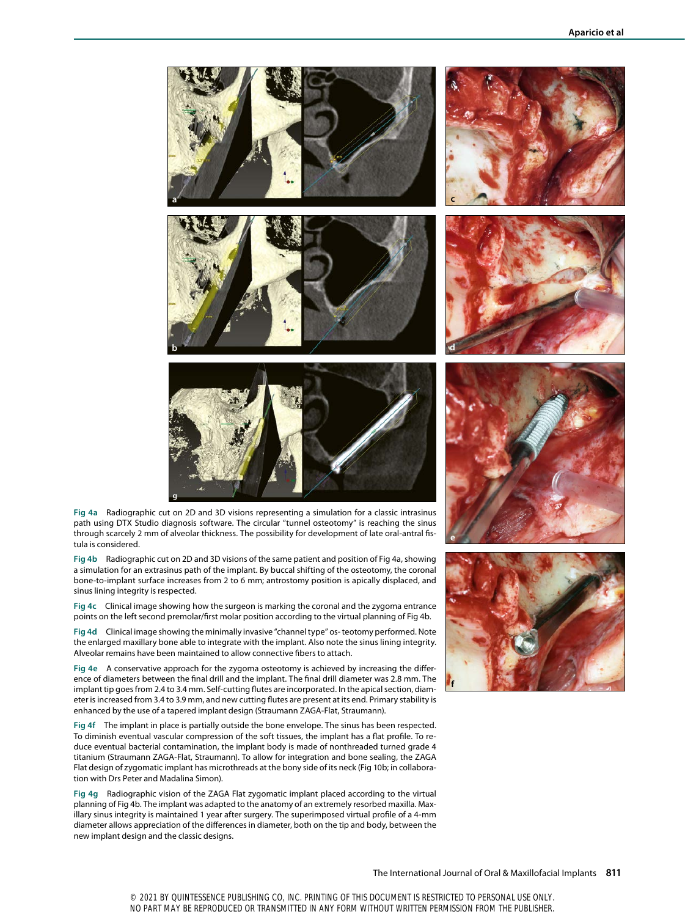**Fig 4a** Radiographic cut on 2D and 3D visions representing a simulation for a classic intrasinus path using DTX Studio diagnosis software. The circular "tunnel osteotomy" is reaching the sinus through scarcely 2 mm of alveolar thickness. The possibility for development of late oral-antral fistula is considered.

**Fig 4b** Radiographic cut on 2D and 3D visions of the same patient and position of Fig 4a, showing a simulation for an extrasinus path of the implant. By buccal shifting of the osteotomy, the coronal bone-to-implant surface increases from 2 to 6 mm; antrostomy position is apically displaced, and sinus lining integrity is respected.

**Fig 4c** Clinical image showing how the surgeon is marking the coronal and the zygoma entrance points on the left second premolar/first molar position according to the virtual planning of Fig 4b.

**Fig 4d** Clinical image showing the minimally invasive "channel type" os-teotomy performed. Note the enlarged maxillary bone able to integrate with the implant. Also note the sinus lining integrity. Alveolar remains have been maintained to allow connective fibers to attach.

**Fig 4e** A conservative approach for the zygoma osteotomy is achieved by increasing the difference of diameters between the final drill and the implant. The final drill diameter was 2.8 mm. The implant tip goes from 2.4 to 3.4 mm. Self-cutting flutes are incorporated. In the apical section, diameter is increased from 3.4 to 3.9 mm, and new cutting flutes are present at its end. Primary stability is enhanced by the use of a tapered implant design (Straumann ZAGA-Flat, Straumann).

**Fig 4f** The implant in place is partially outside the bone envelope. The sinus has been respected. To diminish eventual vascular compression of the soft tissues, the implant has a flat profile. To reduce eventual bacterial contamination, the implant body is made of nonthreaded turned grade 4 titanium (Straumann ZAGA-Flat, Straumann). To allow for integration and bone sealing, the ZAGA Flat design of zygomatic implant has microthreads at the bony side of its neck (Fig 10b; in collaboration with Drs Peter and Madalina Simon).

**Fig 4g** Radiographic vision of the ZAGA Flat zygomatic implant placed according to the virtual planning of Fig 4b. The implant was adapted to the anatomy of an extremely resorbed maxilla. Maxillary sinus integrity is maintained 1 year after surgery. The superimposed virtual profile of a 4-mm diameter allows appreciation of the differences in diameter, both on the tip and body, between the new implant design and the classic designs.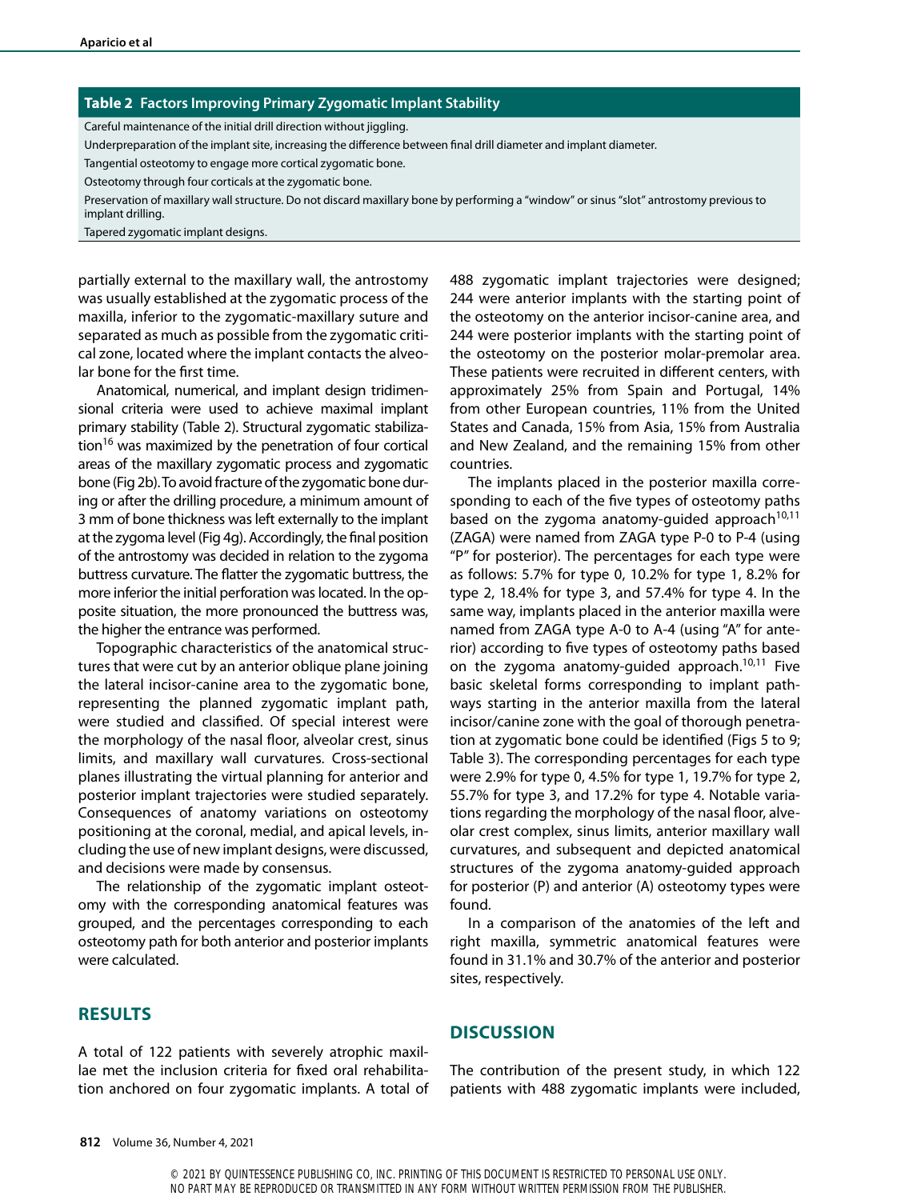**Table 2 Factors Improving Primary Zygomatic Implant Stability**

| |
|---|
| Careful maintenance of the initial drill direction without jiggling. |
| Underpreparation of the implant site, increasing the difference between final drill diameter and implant diameter. |
| Tangential osteotomy to engage more cortical zygomatic bone. |
| Osteotomy through four corticals at the zygomatic bone. |
| Preservation of maxillary wall structure. Do not discard maxillary bone by performing a "window" or sinus "slot" antrostomy previous to implant drilling. |
| Tapered zygomatic implant designs. |

partially external to the maxillary wall, the antrostomy was usually established at the zygomatic process of the maxilla, inferior to the zygomatic-maxillary suture and separated as much as possible from the zygomatic critical zone, located where the implant contacts the alveolar bone for the first time.

Anatomical, numerical, and implant design tridimensional criteria were used to achieve maximal implant primary stability (Table 2). Structural zygomatic stabilization[16] was maximized by the penetration of four cortical areas of the maxillary zygomatic process and zygomatic bone (Fig 2b). To avoid fracture of the zygomatic bone during or after the drilling procedure, a minimum amount of 3 mm of bone thickness was left externally to the implant at the zygoma level (Fig 4g). Accordingly, the final position of the antrostomy was decided in relation to the zygoma buttress curvature. The flatter the zygomatic buttress, the more inferior the initial perforation was located. In the opposite situation, the more pronounced the buttress was, the higher the entrance was performed.

Topographic characteristics of the anatomical structures that were cut by an anterior oblique plane joining the lateral incisor-canine area to the zygomatic bone, representing the planned zygomatic implant path, were studied and classified. Of special interest were the morphology of the nasal floor, alveolar crest, sinus limits, and maxillary wall curvatures. Cross-sectional planes illustrating the virtual planning for anterior and posterior implant trajectories were studied separately. Consequences of anatomy variations on osteotomy positioning at the coronal, medial, and apical levels, including the use of new implant designs, were discussed, and decisions were made by consensus.

The relationship of the zygomatic implant osteotomy with the corresponding anatomical features was grouped, and the percentages corresponding to each osteotomy path for both anterior and posterior implants were calculated.

## RESULTS

A total of 122 patients with severely atrophic maxillae met the inclusion criteria for fixed oral rehabilitation anchored on four zygomatic implants. A total of 488 zygomatic implant trajectories were designed; 244 were anterior implants with the starting point of the osteotomy on the anterior incisor-canine area, and 244 were posterior implants with the starting point of the osteotomy on the posterior molar-premolar area. These patients were recruited in different centers, with approximately 25% from Spain and Portugal, 14% from other European countries, 11% from the United States and Canada, 15% from Asia, 15% from Australia and New Zealand, and the remaining 15% from other countries.

The implants placed in the posterior maxilla corresponding to each of the five types of osteotomy paths based on the zygoma anatomy-guided approach[10,11] (ZAGA) were named from ZAGA type P-0 to P-4 (using "P" for posterior). The percentages for each type were as follows: 5.7% for type 0, 10.2% for type 1, 8.2% for type 2, 18.4% for type 3, and 57.4% for type 4. In the same way, implants placed in the anterior maxilla were named from ZAGA type A-0 to A-4 (using "A" for anterior) according to five types of osteotomy paths based on the zygoma anatomy-guided approach.[10,11] Five basic skeletal forms corresponding to implant pathways starting in the anterior maxilla from the lateral incisor/canine zone with the goal of thorough penetration at zygomatic bone could be identified (Figs 5 to 9; Table 3). The corresponding percentages for each type were 2.9% for type 0, 4.5% for type 1, 19.7% for type 2, 55.7% for type 3, and 17.2% for type 4. Notable variations regarding the morphology of the nasal floor, alveolar crest complex, sinus limits, anterior maxillary wall curvatures, and subsequent and depicted anatomical structures of the zygoma anatomy-guided approach for posterior (P) and anterior (A) osteotomy types were found.

In a comparison of the anatomies of the left and right maxilla, symmetric anatomical features were found in 31.1% and 30.7% of the anterior and posterior sites, respectively.

## DISCUSSION

The contribution of the present study, in which 122 patients with 488 zygomatic implants were included,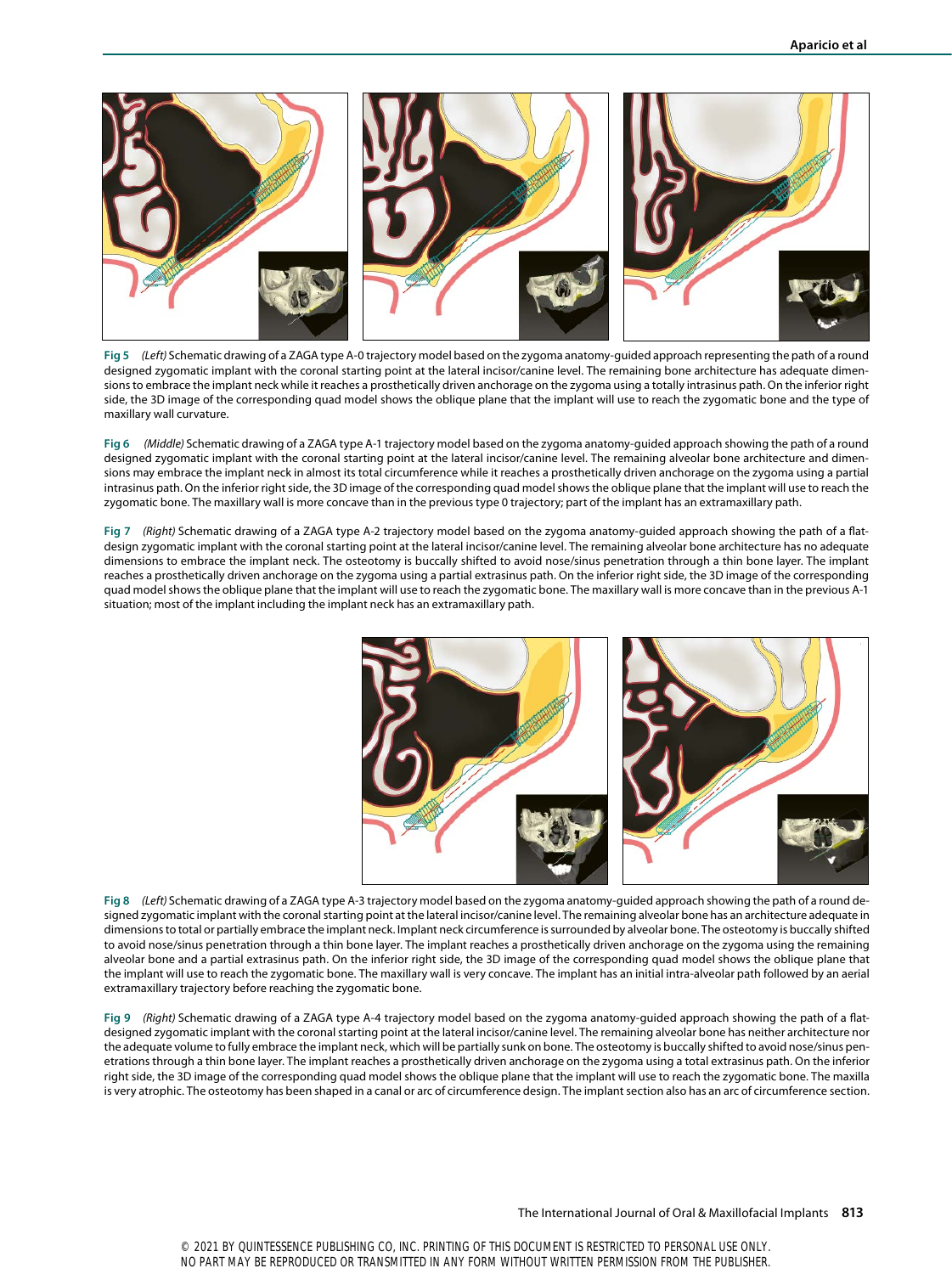**Fig 5** *(Left)* Schematic drawing of a ZAGA type A-0 trajectory model based on the zygoma anatomy-guided approach representing the path of a round designed zygomatic implant with the coronal starting point at the lateral incisor/canine level. The remaining bone architecture has adequate dimensions to embrace the implant neck while it reaches a prosthetically driven anchorage on the zygoma using a totally intrasinus path. On the inferior right side, the 3D image of the corresponding quad model shows the oblique plane that the implant will use to reach the zygomatic bone and the type of maxillary wall curvature.

**Fig 6** *(Middle)* Schematic drawing of a ZAGA type A-1 trajectory model based on the zygoma anatomy-guided approach showing the path of a round designed zygomatic implant with the coronal starting point at the lateral incisor/canine level. The remaining alveolar bone architecture and dimensions may embrace the implant neck in almost its total circumference while it reaches a prosthetically driven anchorage on the zygoma using a partial intrasinus path. On the inferior right side, the 3D image of the corresponding quad model shows the oblique plane that the implant will use to reach the zygomatic bone. The maxillary wall is more concave than in the previous type 0 trajectory; part of the implant has an extramaxillary path.

**Fig 7** *(Right)* Schematic drawing of a ZAGA type A-2 trajectory model based on the zygoma anatomy-guided approach showing the path of a flat-design zygomatic implant with the coronal starting point at the lateral incisor/canine level. The remaining alveolar bone architecture has no adequate dimensions to embrace the implant neck. The osteotomy is buccally shifted to avoid nose/sinus penetration through a thin bone layer. The implant reaches a prosthetically driven anchorage on the zygoma using a partial extrasinus path. On the inferior right side, the 3D image of the corresponding quad model shows the oblique plane that the implant will use to reach the zygomatic bone. The maxillary wall is more concave than in the previous A-1 situation; most of the implant including the implant neck has an extramaxillary path.

**Fig 8** *(Left)* Schematic drawing of a ZAGA type A-3 trajectory model based on the zygoma anatomy-guided approach showing the path of a round designed zygomatic implant with the coronal starting point at the lateral incisor/canine level. The remaining alveolar bone has an architecture adequate in dimensions to total or partially embrace the implant neck. Implant neck circumference is surrounded by alveolar bone. The osteotomy is buccally shifted to avoid nose/sinus penetration through a thin bone layer. The implant reaches a prosthetically driven anchorage on the zygoma using the remaining alveolar bone and a partial extrasinus path. On the inferior right side, the 3D image of the corresponding quad model shows the oblique plane that the implant will use to reach the zygomatic bone. The maxillary wall is very concave. The implant has an initial intra-alveolar path followed by an aerial extramaxillary trajectory before reaching the zygomatic bone.

**Fig 9** *(Right)* Schematic drawing of a ZAGA type A-4 trajectory model based on the zygoma anatomy-guided approach showing the path of a flat-designed zygomatic implant with the coronal starting point at the lateral incisor/canine level. The remaining alveolar bone has neither architecture nor the adequate volume to fully embrace the implant neck, which will be partially sunk on bone. The osteotomy is buccally shifted to avoid nose/sinus penetrations through a thin bone layer. The implant reaches a prosthetically driven anchorage on the zygoma using a total extrasinus path. On the inferior right side, the 3D image of the corresponding quad model shows the oblique plane that the implant will use to reach the zygomatic bone. The maxilla is very atrophic. The osteotomy has been shaped in a canal or arc of circumference design. The implant section also has an arc of circumference section.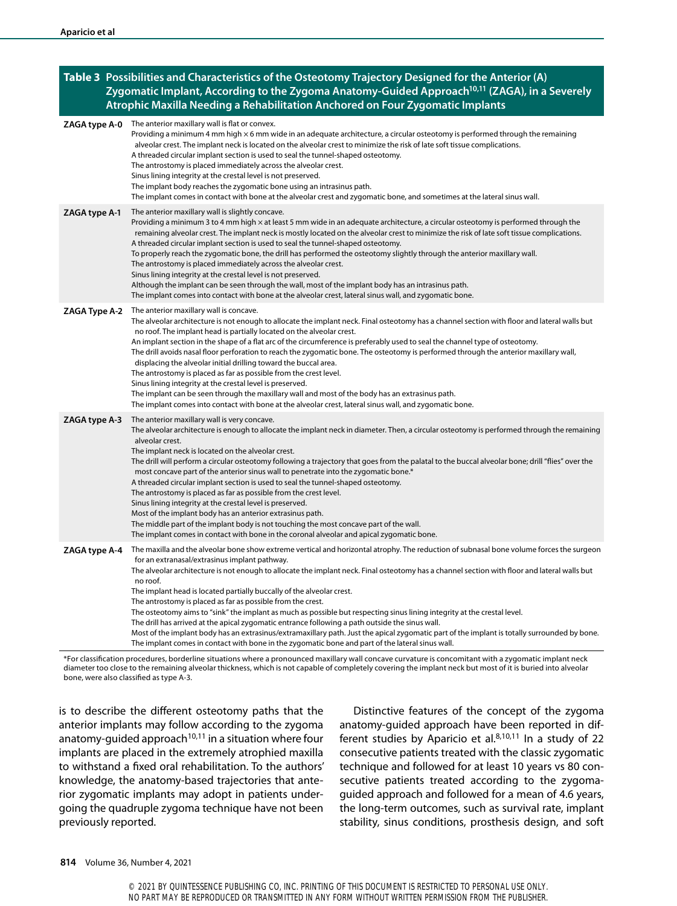**Table 3 Possibilities and Characteristics of the Osteotomy Trajectory Designed for the Anterior (A) Zygomatic Implant, According to the Zygoma Anatomy-Guided Approach[10,11] (ZAGA), in a Severely Atrophic Maxilla Needing a Rehabilitation Anchored on Four Zygomatic Implants**

| | |
|---|---|
| ZAGA type A-0 | The anterior maxillary wall is flat or convex. Providing a minimum 4 mm high × 6 mm wide in an adequate architecture, a circular osteotomy is performed through the remaining alveolar crest. The implant neck is located on the alveolar crest to minimize the risk of late soft tissue complications. A threaded circular implant section is used to seal the tunnel-shaped osteotomy. The antrostomy is placed immediately across the alveolar crest. Sinus lining integrity at the crestal level is not preserved. The implant body reaches the zygomatic bone using an intrasinus path. The implant comes in contact with bone at the alveolar crest and zygomatic bone, and sometimes at the lateral sinus wall. |
| ZAGA type A-1 | The anterior maxillary wall is slightly concave. Providing a minimum 3 to 4 mm high × at least 5 mm wide in an adequate architecture, a circular osteotomy is performed through the remaining alveolar crest. The implant neck is mostly located on the alveolar crest to minimize the risk of late soft tissue complications. A threaded circular implant section is used to seal the tunnel-shaped osteotomy. To properly reach the zygomatic bone, the drill has performed the osteotomy slightly through the anterior maxillary wall. The antrostomy is placed immediately across the alveolar crest. Sinus lining integrity at the crestal level is not preserved. Although the implant can be seen through the wall, most of the implant body has an intrasinus path. The implant comes into contact with bone at the alveolar crest, lateral sinus wall, and zygomatic bone. |
| ZAGA Type A-2 | The anterior maxillary wall is concave. The alveolar architecture is not enough to allocate the implant neck. Final osteotomy has a channel section with floor and lateral walls but no roof. The implant head is partially located on the alveolar crest. An implant section in the shape of a flat arc of the circumference is preferably used to seal the channel type of osteotomy. The drill avoids nasal floor perforation to reach the zygomatic bone. The osteotomy is performed through the anterior maxillary wall, displacing the alveolar initial drilling toward the buccal area. The antrostomy is placed as far as possible from the crest level. Sinus lining integrity at the crestal level is preserved. The implant can be seen through the maxillary wall and most of the body has an extrasinus path. The implant comes into contact with bone at the alveolar crest, lateral sinus wall, and zygomatic bone. |
| ZAGA type A-3 | The anterior maxillary wall is very concave. The alveolar architecture is enough to allocate the implant neck in diameter. Then, a circular osteotomy is performed through the remaining alveolar crest. The implant neck is located on the alveolar crest. The drill will perform a circular osteotomy following a trajectory that goes from the palatal to the buccal alveolar bone; drill "flies" over the most concave part of the anterior sinus wall to penetrate into the zygomatic bone.* A threaded circular implant section is used to seal the tunnel-shaped osteotomy. The antrostomy is placed as far as possible from the crest level. Sinus lining integrity at the crestal level is preserved. Most of the implant body has an anterior extrasinus path. The middle part of the implant body is not touching the most concave part of the wall. The implant comes in contact with bone in the coronal alveolar and apical zygomatic bone. |
| ZAGA type A-4 | The maxilla and the alveolar bone show extreme vertical and horizontal atrophy. The reduction of subnasal bone volume forces the surgeon for an extranasal/extrasinus implant pathway. The alveolar architecture is not enough to allocate the implant neck. Final osteotomy has a channel section with floor and lateral walls but no roof. The implant head is located partially buccally of the alveolar crest. The antrostomy is placed as far as possible from the crest. The osteotomy aims to "sink" the implant as much as possible but respecting sinus lining integrity at the crestal level. The drill has arrived at the apical zygomatic entrance following a path outside the sinus wall. Most of the implant body has an extrasinus/extramaxillary path. Just the apical zygomatic part of the implant is totally surrounded by bone. The implant comes in contact with bone in the zygomatic bone and part of the lateral sinus wall. |

*For classification procedures, borderline situations where a pronounced maxillary wall concave curvature is concomitant with a zygomatic implant neck diameter too close to the remaining alveolar thickness, which is not capable of completely covering the implant neck but most of it is buried into alveolar bone, were also classified as type A-3.

is to describe the different osteotomy paths that the anterior implants may follow according to the zygoma anatomy-guided approach[10,11] in a situation where four implants are placed in the extremely atrophied maxilla to withstand a fixed oral rehabilitation. To the authors' knowledge, the anatomy-based trajectories that anterior zygomatic implants may adopt in patients undergoing the quadruple zygoma technique have not been previously reported.

Distinctive features of the concept of the zygoma anatomy-guided approach have been reported in different studies by Aparicio et al.[8,10,11] In a study of 22 consecutive patients treated with the classic zygomatic technique and followed for at least 10 years vs 80 consecutive patients treated according to the zygoma-guided approach and followed for a mean of 4.6 years, the long-term outcomes, such as survival rate, implant stability, sinus conditions, prosthesis design, and soft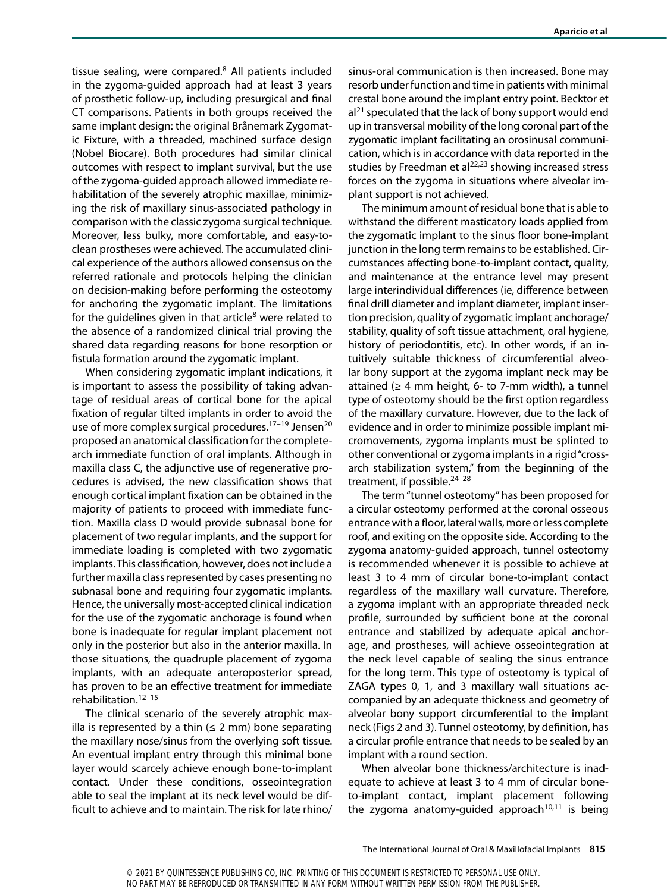tissue sealing, were compared.[8] All patients included in the zygoma-guided approach had at least 3 years of prosthetic follow-up, including presurgical and final CT comparisons. Patients in both groups received the same implant design: the original Brånemark Zygomatic Fixture, with a threaded, machined surface design (Nobel Biocare). Both procedures had similar clinical outcomes with respect to implant survival, but the use of the zygoma-guided approach allowed immediate rehabilitation of the severely atrophic maxillae, minimizing the risk of maxillary sinus-associated pathology in comparison with the classic zygoma surgical technique. Moreover, less bulky, more comfortable, and easy-to-clean prostheses were achieved. The accumulated clinical experience of the authors allowed consensus on the referred rationale and protocols helping the clinician on decision-making before performing the osteotomy for anchoring the zygomatic implant. The limitations for the guidelines given in that article[8] were related to the absence of a randomized clinical trial proving the shared data regarding reasons for bone resorption or fistula formation around the zygomatic implant.

When considering zygomatic implant indications, it is important to assess the possibility of taking advantage of residual areas of cortical bone for the apical fixation of regular tilted implants in order to avoid the use of more complex surgical procedures.[17–19] Jensen[20] proposed an anatomical classification for the complete-arch immediate function of oral implants. Although in maxilla class C, the adjunctive use of regenerative procedures is advised, the new classification shows that enough cortical implant fixation can be obtained in the majority of patients to proceed with immediate function. Maxilla class D would provide subnasal bone for placement of two regular implants, and the support for immediate loading is completed with two zygomatic implants. This classification, however, does not include a further maxilla class represented by cases presenting no subnasal bone and requiring four zygomatic implants. Hence, the universally most-accepted clinical indication for the use of the zygomatic anchorage is found when bone is inadequate for regular implant placement not only in the posterior but also in the anterior maxilla. In those situations, the quadruple placement of zygoma implants, with an adequate anteroposterior spread, has proven to be an effective treatment for immediate rehabilitation.[12–15]

The clinical scenario of the severely atrophic maxilla is represented by a thin (≤ 2 mm) bone separating the maxillary nose/sinus from the overlying soft tissue. An eventual implant entry through this minimal bone layer would scarcely achieve enough bone-to-implant contact. Under these conditions, osseointegration able to seal the implant at its neck level would be difficult to achieve and to maintain. The risk for late rhino/sinus-oral communication is then increased. Bone may resorb under function and time in patients with minimal crestal bone around the implant entry point. Becktor et al[21] speculated that the lack of bony support would end up in transversal mobility of the long coronal part of the zygomatic implant facilitating an orosinusal communication, which is in accordance with data reported in the studies by Freedman et al[22,23] showing increased stress forces on the zygoma in situations where alveolar implant support is not achieved.

The minimum amount of residual bone that is able to withstand the different masticatory loads applied from the zygomatic implant to the sinus floor bone-implant junction in the long term remains to be established. Circumstances affecting bone-to-implant contact, quality, and maintenance at the entrance level may present large interindividual differences (ie, difference between final drill diameter and implant diameter, implant insertion precision, quality of zygomatic implant anchorage/stability, quality of soft tissue attachment, oral hygiene, history of periodontitis, etc). In other words, if an intuitively suitable thickness of circumferential alveolar bony support at the zygoma implant neck may be attained (≥ 4 mm height, 6- to 7-mm width), a tunnel type of osteotomy should be the first option regardless of the maxillary curvature. However, due to the lack of evidence and in order to minimize possible implant micromovements, zygoma implants must be splinted to other conventional or zygoma implants in a rigid "cross-arch stabilization system," from the beginning of the treatment, if possible.[24–28]

The term "tunnel osteotomy" has been proposed for a circular osteotomy performed at the coronal osseous entrance with a floor, lateral walls, more or less complete roof, and exiting on the opposite side. According to the zygoma anatomy-guided approach, tunnel osteotomy is recommended whenever it is possible to achieve at least 3 to 4 mm of circular bone-to-implant contact regardless of the maxillary wall curvature. Therefore, a zygoma implant with an appropriate threaded neck profile, surrounded by sufficient bone at the coronal entrance and stabilized by adequate apical anchorage, and prostheses, will achieve osseointegration at the neck level capable of sealing the sinus entrance for the long term. This type of osteotomy is typical of ZAGA types 0, 1, and 3 maxillary wall situations accompanied by an adequate thickness and geometry of alveolar bony support circumferential to the implant neck (Figs 2 and 3). Tunnel osteotomy, by definition, has a circular profile entrance that needs to be sealed by an implant with a round section.

When alveolar bone thickness/architecture is inadequate to achieve at least 3 to 4 mm of circular bone-to-implant contact, implant placement following the zygoma anatomy-guided approach[10,11] is being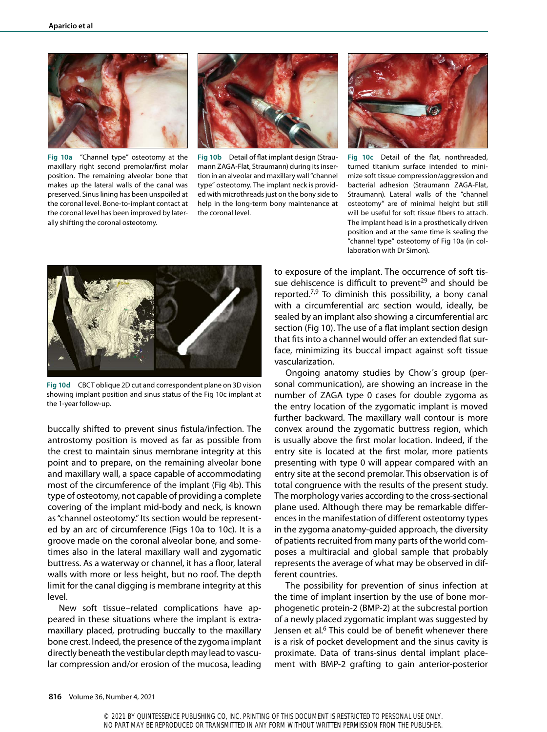**Fig 10a** "Channel type" osteotomy at the maxillary right second premolar/first molar position. The remaining alveolar bone that makes up the lateral walls of the canal was preserved. Sinus lining has been unspoiled at the coronal level. Bone-to-implant contact at the coronal level has been improved by laterally shifting the coronal osteotomy.

**Fig 10b** Detail of flat implant design (Straumann ZAGA-Flat, Straumann) during its insertion in an alveolar and maxillary wall "channel type" osteotomy. The implant neck is provided with microthreads just on the bony side to help in the long-term bony maintenance at the coronal level.

**Fig 10c** Detail of the flat, nonthreaded, turned titanium surface intended to minimize soft tissue compression/aggression and bacterial adhesion (Straumann ZAGA-Flat, Straumann). Lateral walls of the "channel osteotomy" are of minimal height but still will be useful for soft tissue fibers to attach. The implant head is in a prosthetically driven position and at the same time is sealing the "channel type" osteotomy of Fig 10a (in collaboration with Dr Simon).

**Fig 10d** CBCT oblique 2D cut and correspondent plane on 3D vision showing implant position and sinus status of the Fig 10c implant at the 1-year follow-up.

buccally shifted to prevent sinus fistula/infection. The antrostomy position is moved as far as possible from the crest to maintain sinus membrane integrity at this point and to prepare, on the remaining alveolar bone and maxillary wall, a space capable of accommodating most of the circumference of the implant (Fig 4b). This type of osteotomy, not capable of providing a complete covering of the implant mid-body and neck, is known as "channel osteotomy." Its section would be represented by an arc of circumference (Figs 10a to 10c). It is a groove made on the coronal alveolar bone, and sometimes also in the lateral maxillary wall and zygomatic buttress. As a waterway or channel, it has a floor, lateral walls with more or less height, but no roof. The depth limit for the canal digging is membrane integrity at this level.

New soft tissue–related complications have appeared in these situations where the implant is extramaxillary placed, protruding buccally to the maxillary bone crest. Indeed, the presence of the zygoma implant directly beneath the vestibular depth may lead to vascular compression and/or erosion of the mucosa, leading to exposure of the implant. The occurrence of soft tissue dehiscence is difficult to prevent[29] and should be reported.[7,9] To diminish this possibility, a bony canal with a circumferential arc section would, ideally, be sealed by an implant also showing a circumferential arc section (Fig 10). The use of a flat implant section design that fits into a channel would offer an extended flat surface, minimizing its buccal impact against soft tissue vascularization.

Ongoing anatomy studies by Chow´s group (personal communication), are showing an increase in the number of ZAGA type 0 cases for double zygoma as the entry location of the zygomatic implant is moved further backward. The maxillary wall contour is more convex around the zygomatic buttress region, which is usually above the first molar location. Indeed, if the entry site is located at the first molar, more patients presenting with type 0 will appear compared with an entry site at the second premolar. This observation is of total congruence with the results of the present study. The morphology varies according to the cross-sectional plane used. Although there may be remarkable differences in the manifestation of different osteotomy types in the zygoma anatomy-guided approach, the diversity of patients recruited from many parts of the world composes a multiracial and global sample that probably represents the average of what may be observed in different countries.

The possibility for prevention of sinus infection at the time of implant insertion by the use of bone morphogenetic protein-2 (BMP-2) at the subcrestal portion of a newly placed zygomatic implant was suggested by Jensen et al.[6] This could be of benefit whenever there is a risk of pocket development and the sinus cavity is proximate. Data of trans-sinus dental implant placement with BMP-2 grafting to gain anterior-posterior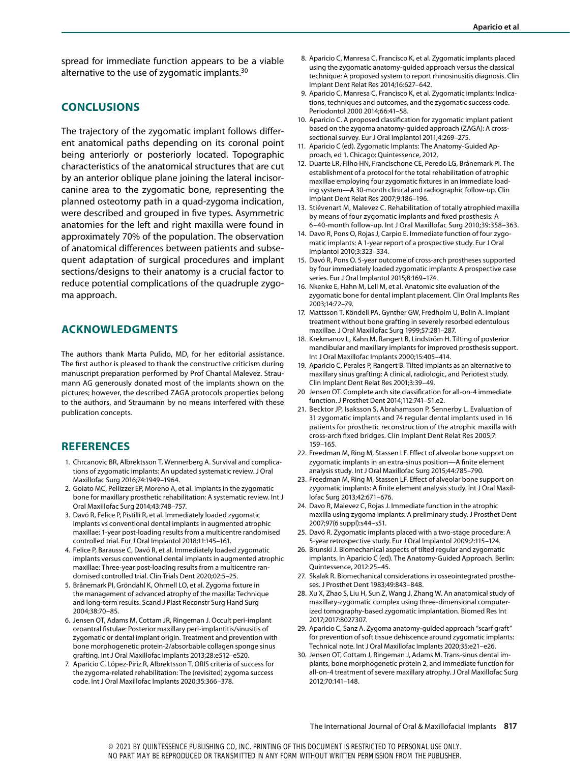spread for immediate function appears to be a viable alternative to the use of zygomatic implants.[30]

## CONCLUSIONS

The trajectory of the zygomatic implant follows different anatomical paths depending on its coronal point being anteriorly or posteriorly located. Topographic characteristics of the anatomical structures that are cut by an anterior oblique plane joining the lateral incisor-canine area to the zygomatic bone, representing the planned osteotomy path in a quad-zygoma indication, were described and grouped in five types. Asymmetric anatomies for the left and right maxilla were found in approximately 70% of the population. The observation of anatomical differences between patients and subsequent adaptation of surgical procedures and implant sections/designs to their anatomy is a crucial factor to reduce potential complications of the quadruple zygoma approach.

## ACKNOWLEDGMENTS

The authors thank Marta Pulido, MD, for her editorial assistance. The first author is pleased to thank the constructive criticism during manuscript preparation performed by Prof Chantal Malevez. Straumann AG generously donated most of the implants shown on the pictures; however, the described ZAGA protocols properties belong to the authors, and Straumann by no means interfered with these publication concepts.

## REFERENCES

1. Chrcanovic BR, Albrektsson T, Wennerberg A. Survival and complications of zygomatic implants: An updated systematic review. J Oral Maxillofac Surg 2016;74:1949–1964.
2. Goiato MC, Pellizzer EP, Moreno A, et al. Implants in the zygomatic bone for maxillary prosthetic rehabilitation: A systematic review. Int J Oral Maxillofac Surg 2014;43:748–757.
3. Davó R, Felice P, Pistilli R, et al. Immediately loaded zygomatic implants vs conventional dental implants in augmented atrophic maxillae: 1-year post-loading results from a multicentre randomised controlled trial. Eur J Oral Implantol 2018;11:145–161.
4. Felice P, Barausse C, Davó R, et al. Immediately loaded zygomatic implants versus conventional dental implants in augmented atrophic maxillae: Three-year post-loading results from a multicentre randomised controlled trial. Clin Trials Dent 2020;02:5–25.
5. Brånemark PI, Gröndahl K, Ohrnell LO, et al. Zygoma fixture in the management of advanced atrophy of the maxilla: Technique and long-term results. Scand J Plast Reconstr Surg Hand Surg 2004;38:70–85.
6. Jensen OT, Adams M, Cottam JR, Ringeman J. Occult peri-implant oroantral fistulae: Posterior maxillary peri-implantitis/sinusitis of zygomatic or dental implant origin. Treatment and prevention with bone morphogenetic protein-2/absorbable collagen sponge sinus grafting. Int J Oral Maxillofac Implants 2013;28:e512–e520.
7. Aparicio C, López-Piriz R, Albrektsson T. ORIS criteria of success for the zygoma-related rehabilitation: The (revisited) zygoma success code. Int J Oral Maxillofac Implants 2020;35:366–378.
8. Aparicio C, Manresa C, Francisco K, et al. Zygomatic implants placed using the zygomatic anatomy-guided approach versus the classical technique: A proposed system to report rhinosinusitis diagnosis. Clin Implant Dent Relat Res 2014;16:627–642.
9. Aparicio C, Manresa C, Francisco K, et al. Zygomatic implants: Indications, techniques and outcomes, and the zygomatic success code. Periodontol 2000 2014;66:41–58.
10. Aparicio C. A proposed classification for zygomatic implant patient based on the zygoma anatomy-guided approach (ZAGA): A cross-sectional survey. Eur J Oral Implantol 2011;4:269–275.
11. Aparicio C (ed). Zygomatic Implants: The Anatomy-Guided Approach, ed 1. Chicago: Quintessence, 2012.
12. Duarte LR, Filho HN, Francischone CE, Peredo LG, Brånemark PI. The establishment of a protocol for the total rehabilitation of atrophic maxillae employing four zygomatic fixtures in an immediate loading system—A 30-month clinical and radiographic follow-up. Clin Implant Dent Relat Res 2007;9:186–196.
13. Stiévenart M, Malevez C. Rehabilitation of totally atrophied maxilla by means of four zygomatic implants and fixed prosthesis: A 6–40-month follow-up. Int J Oral Maxillofac Surg 2010;39:358–363.
14. Davo R, Pons O, Rojas J, Carpio E. Immediate function of four zygomatic implants: A 1-year report of a prospective study. Eur J Oral Implantol 2010;3:323–334.
15. Davó R, Pons O. 5-year outcome of cross-arch prostheses supported by four immediately loaded zygomatic implants: A prospective case series. Eur J Oral Implantol 2015;8:169–174.
16. Nkenke E, Hahn M, Lell M, et al. Anatomic site evaluation of the zygomatic bone for dental implant placement. Clin Oral Implants Res 2003;14:72–79.
17. Mattsson T, Köndell PA, Gynther GW, Fredholm U, Bolin A. Implant treatment without bone grafting in severely resorbed edentulous maxillae. J Oral Maxillofac Surg 1999;57:281–287.
18. Krekmanov L, Kahn M, Rangert B, Lindström H. Tilting of posterior mandibular and maxillary implants for improved prosthesis support. Int J Oral Maxillofac Implants 2000;15:405–414.
19. Aparicio C, Perales P, Rangert B. Tilted implants as an alternative to maxillary sinus grafting: A clinical, radiologic, and Periotest study. Clin Implant Dent Relat Res 2001;3:39–49.
20. Jensen OT. Complete arch site classification for all-on-4 immediate function. J Prosthet Dent 2014;112:741–51.e2.
21. Becktor JP, Isaksson S, Abrahamsson P, Sennerby L. Evaluation of 31 zygomatic implants and 74 regular dental implants used in 16 patients for prosthetic reconstruction of the atrophic maxilla with cross-arch fixed bridges. Clin Implant Dent Relat Res 2005;7:159–165.
22. Freedman M, Ring M, Stassen LF. Effect of alveolar bone support on zygomatic implants in an extra-sinus position—A finite element analysis study. Int J Oral Maxillofac Surg 2015;44:785–790.
23. Freedman M, Ring M, Stassen LF. Effect of alveolar bone support on zygomatic implants: A finite element analysis study. Int J Oral Maxillofac Surg 2013;42:671–676.
24. Davo R, Malevez C, Rojas J. Immediate function in the atrophic maxilla using zygoma implants: A preliminary study. J Prosthet Dent 2007;97(6 suppl):s44–s51.
25. Davó R. Zygomatic implants placed with a two-stage procedure: A 5-year retrospective study. Eur J Oral Implantol 2009;2:115–124.
26. Brunski J. Biomechanical aspects of tilted regular and zygomatic implants. In Aparicio C (ed). The Anatomy-Guided Approach. Berlin: Quintessence, 2012:25–45.
27. Skalak R. Biomechanical considerations in osseointegrated prostheses. J Prosthet Dent 1983;49:843–848.
28. Xu X, Zhao S, Liu H, Sun Z, Wang J, Zhang W. An anatomical study of maxillary-zygomatic complex using three-dimensional computerized tomography-based zygomatic implantation. Biomed Res Int 2017;2017:8027307.
29. Aparicio C, Sanz A. Zygoma anatomy-guided approach "scarf graft" for prevention of soft tissue dehiscence around zygomatic implants: Technical note. Int J Oral Maxillofac Implants 2020;35:e21–e26.
30. Jensen OT, Cottam J, Ringeman J, Adams M. Trans-sinus dental implants, bone morphogenetic protein 2, and immediate function for all-on-4 treatment of severe maxillary atrophy. J Oral Maxillofac Surg 2012;70:141–148.